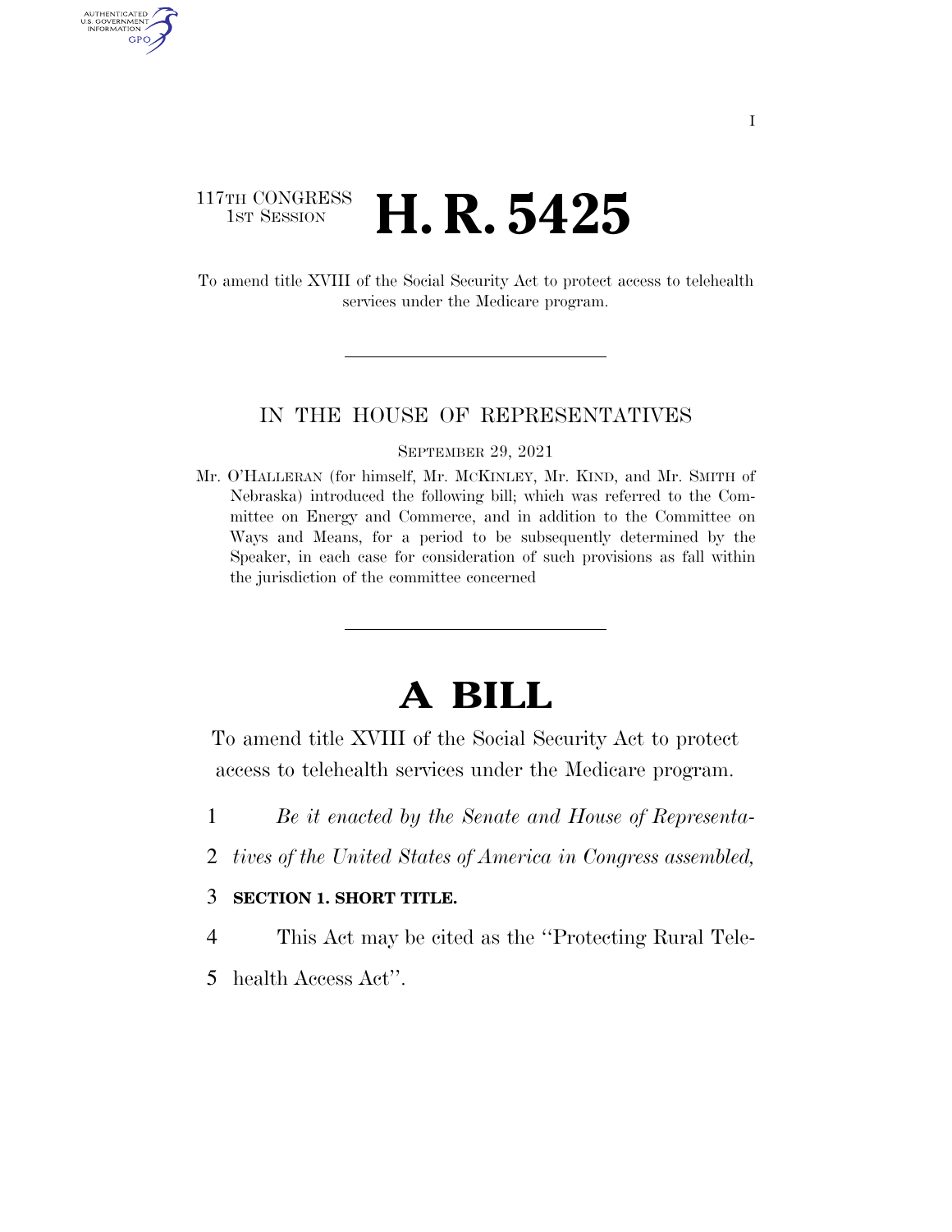117TH CONGRESS
1ST SESSION

# H. R. 5425

To amend title XVIII of the Social Security Act to protect access to telehealth services under the Medicare program.

IN THE HOUSE OF REPRESENTATIVES

SEPTEMBER 29, 2021

Mr. O'HALLERAN (for himself, Mr. MCKINLEY, Mr. KIND, and Mr. SMITH of Nebraska) introduced the following bill; which was referred to the Committee on Energy and Commerce, and in addition to the Committee on Ways and Means, for a period to be subsequently determined by the Speaker, in each case for consideration of such provisions as fall within the jurisdiction of the committee concerned

# A BILL

To amend title XVIII of the Social Security Act to protect access to telehealth services under the Medicare program.

1 *Be it enacted by the Senate and House of Representa-*
2 *tives of the United States of America in Congress assembled,*

3 **SECTION 1. SHORT TITLE.**

4 This Act may be cited as the ''Protecting Rural Tele-
5 health Access Act''.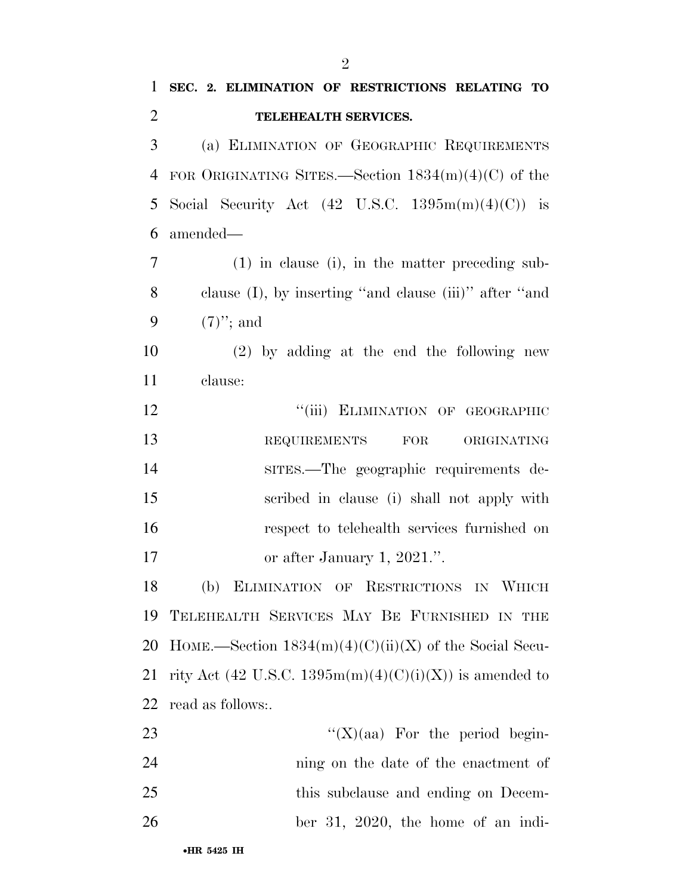**SEC. 2. ELIMINATION OF RESTRICTIONS RELATING TO TELEHEALTH SERVICES.**

(a) ELIMINATION OF GEOGRAPHIC REQUIREMENTS FOR ORIGINATING SITES.—Section 1834(m)(4)(C) of the Social Security Act (42 U.S.C. 1395m(m)(4)(C)) is amended—

(1) in clause (i), in the matter preceding subclause (I), by inserting "and clause (iii)" after "and (7)"; and

(2) by adding at the end the following new clause:

"(iii) ELIMINATION OF GEOGRAPHIC REQUIREMENTS FOR ORIGINATING SITES.—The geographic requirements described in clause (i) shall not apply with respect to telehealth services furnished on or after January 1, 2021.".

(b) ELIMINATION OF RESTRICTIONS IN WHICH TELEHEALTH SERVICES MAY BE FURNISHED IN THE HOME.—Section 1834(m)(4)(C)(ii)(X) of the Social Security Act (42 U.S.C. 1395m(m)(4)(C)(i)(X)) is amended to read as follows:.

"(X)(aa) For the period beginning on the date of the enactment of this subclause and ending on December 31, 2020, the home of an indi-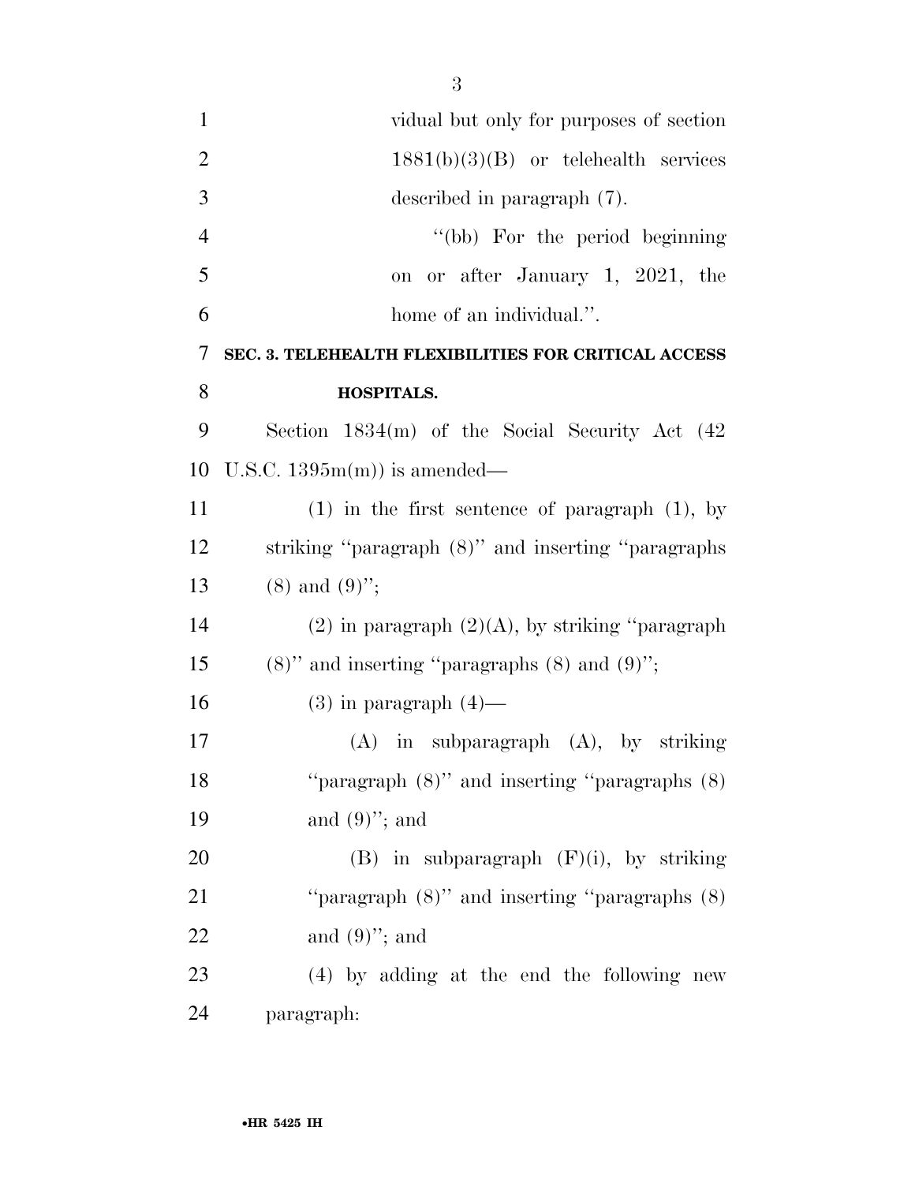vidual but only for purposes of section 1881(b)(3)(B) or telehealth services described in paragraph (7).

''(bb) For the period beginning on or after January 1, 2021, the home of an individual.''.

**SEC. 3. TELEHEALTH FLEXIBILITIES FOR CRITICAL ACCESS HOSPITALS.**

Section 1834(m) of the Social Security Act (42 U.S.C. 1395m(m)) is amended—

(1) in the first sentence of paragraph (1), by striking ''paragraph (8)'' and inserting ''paragraphs (8) and (9)'';

(2) in paragraph (2)(A), by striking ''paragraph (8)'' and inserting ''paragraphs (8) and (9)'';

(3) in paragraph (4)—

(A) in subparagraph (A), by striking ''paragraph (8)'' and inserting ''paragraphs (8) and (9)''; and

(B) in subparagraph (F)(i), by striking ''paragraph (8)'' and inserting ''paragraphs (8) and (9)''; and

(4) by adding at the end the following new paragraph: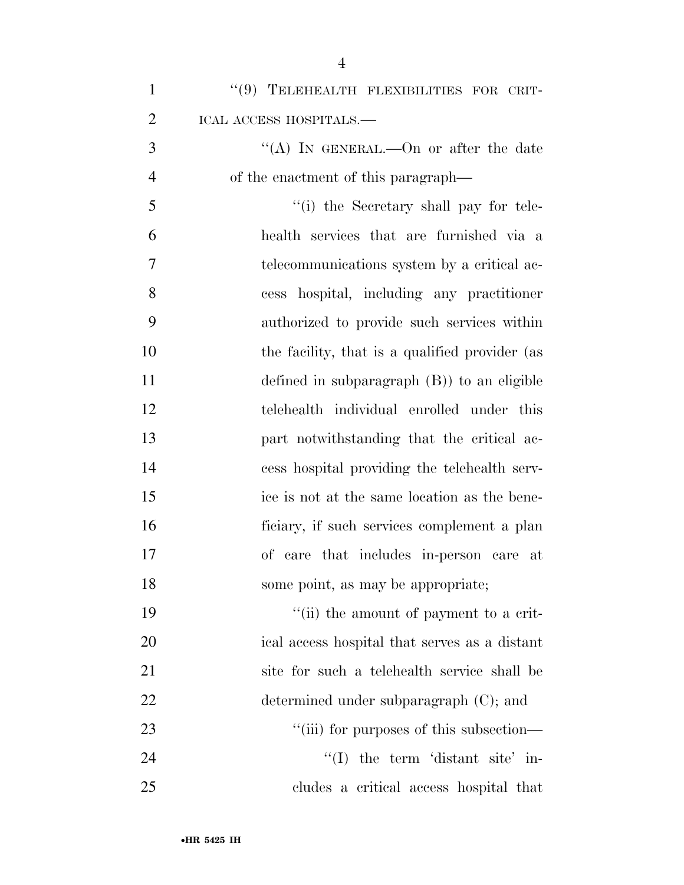"(9) TELEHEALTH FLEXIBILITIES FOR CRITICAL ACCESS HOSPITALS.—

"(A) IN GENERAL.—On or after the date of the enactment of this paragraph—

"(i) the Secretary shall pay for telehealth services that are furnished via a telecommunications system by a critical access hospital, including any practitioner authorized to provide such services within the facility, that is a qualified provider (as defined in subparagraph (B)) to an eligible telehealth individual enrolled under this part notwithstanding that the critical access hospital providing the telehealth service is not at the same location as the beneficiary, if such services complement a plan of care that includes in-person care at some point, as may be appropriate;

"(ii) the amount of payment to a critical access hospital that serves as a distant site for such a telehealth service shall be determined under subparagraph (C); and

"(iii) for purposes of this subsection—

"(I) the term 'distant site' includes a critical access hospital that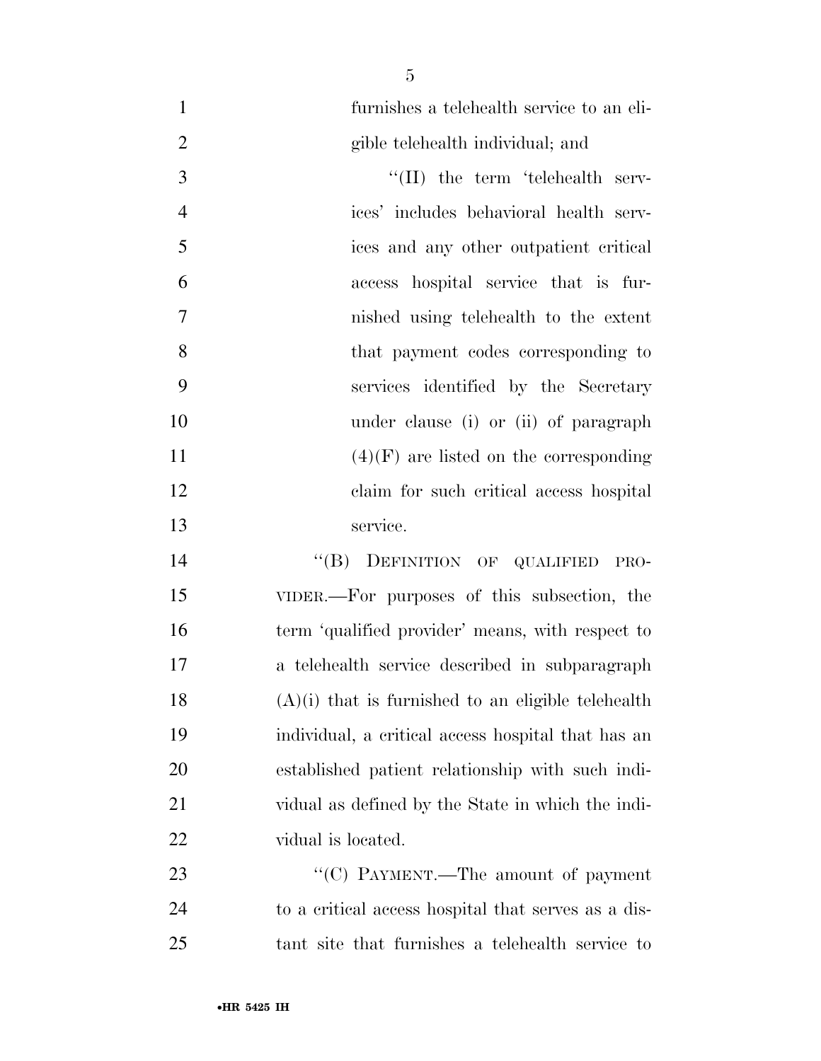furnishes a telehealth service to an eligible telehealth individual; and

''(II) the term 'telehealth services' includes behavioral health services and any other outpatient critical access hospital service that is furnished using telehealth to the extent that payment codes corresponding to services identified by the Secretary under clause (i) or (ii) of paragraph (4)(F) are listed on the corresponding claim for such critical access hospital service.

''(B) DEFINITION OF QUALIFIED PROVIDER.—For purposes of this subsection, the term 'qualified provider' means, with respect to a telehealth service described in subparagraph (A)(i) that is furnished to an eligible telehealth individual, a critical access hospital that has an established patient relationship with such individual as defined by the State in which the individual is located.

''(C) PAYMENT.—The amount of payment to a critical access hospital that serves as a distant site that furnishes a telehealth service to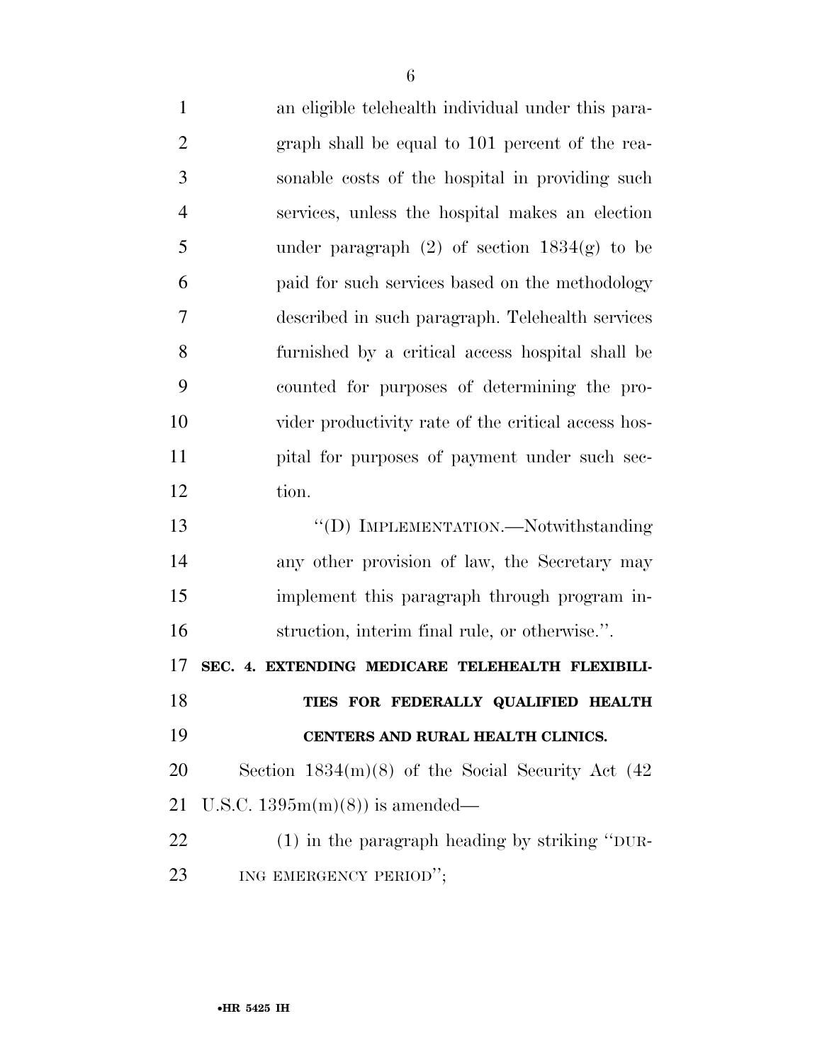an eligible telehealth individual under this paragraph shall be equal to 101 percent of the reasonable costs of the hospital in providing such services, unless the hospital makes an election under paragraph (2) of section 1834(g) to be paid for such services based on the methodology described in such paragraph. Telehealth services furnished by a critical access hospital shall be counted for purposes of determining the provider productivity rate of the critical access hospital for purposes of payment under such section.

"(D) IMPLEMENTATION.—Notwithstanding any other provision of law, the Secretary may implement this paragraph through program instruction, interim final rule, or otherwise.".

**SEC. 4. EXTENDING MEDICARE TELEHEALTH FLEXIBILITIES FOR FEDERALLY QUALIFIED HEALTH CENTERS AND RURAL HEALTH CLINICS.**

Section 1834(m)(8) of the Social Security Act (42 U.S.C. 1395m(m)(8)) is amended—

(1) in the paragraph heading by striking "DURING EMERGENCY PERIOD";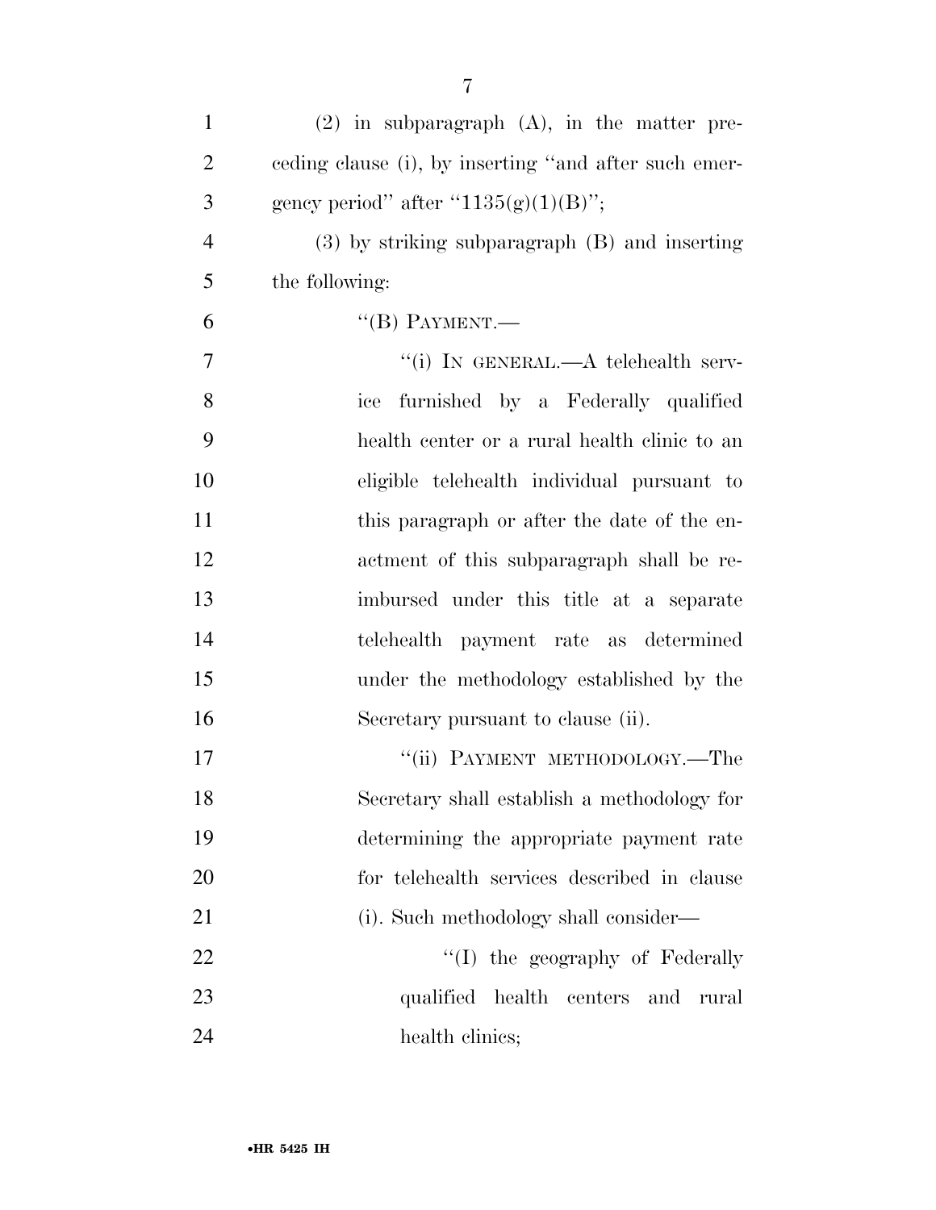(2) in subparagraph (A), in the matter preceding clause (i), by inserting "and after such emergency period" after "1135(g)(1)(B)";

(3) by striking subparagraph (B) and inserting the following:

"(B) PAYMENT.—

"(i) IN GENERAL.—A telehealth service furnished by a Federally qualified health center or a rural health clinic to an eligible telehealth individual pursuant to this paragraph or after the date of the enactment of this subparagraph shall be reimbursed under this title at a separate telehealth payment rate as determined under the methodology established by the Secretary pursuant to clause (ii).

"(ii) PAYMENT METHODOLOGY.—The Secretary shall establish a methodology for determining the appropriate payment rate for telehealth services described in clause (i). Such methodology shall consider—

"(I) the geography of Federally qualified health centers and rural health clinics;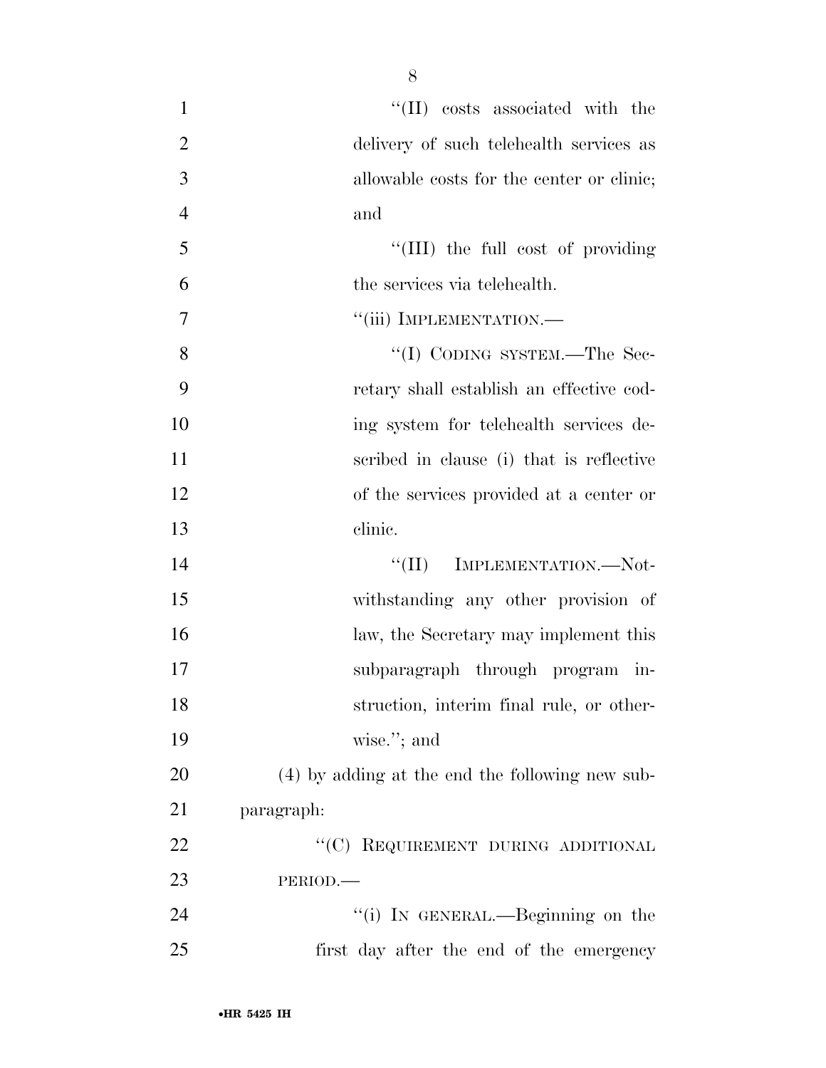''(II) costs associated with the delivery of such telehealth services as allowable costs for the center or clinic; and

''(III) the full cost of providing the services via telehealth.

''(iii) IMPLEMENTATION.—

''(I) CODING SYSTEM.—The Secretary shall establish an effective coding system for telehealth services described in clause (i) that is reflective of the services provided at a center or clinic.

''(II) IMPLEMENTATION.—Notwithstanding any other provision of law, the Secretary may implement this subparagraph through program instruction, interim final rule, or otherwise.''; and

(4) by adding at the end the following new subparagraph:

''(C) REQUIREMENT DURING ADDITIONAL PERIOD.—

''(i) IN GENERAL.—Beginning on the first day after the end of the emergency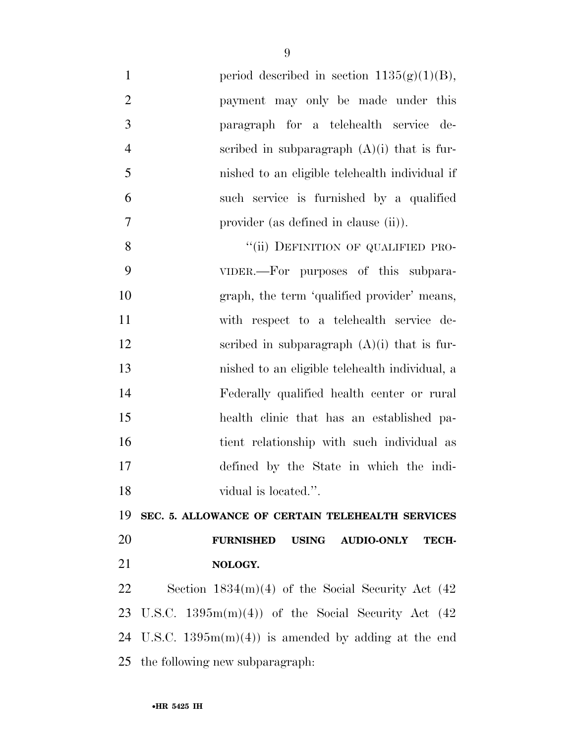period described in section 1135(g)(1)(B), payment may only be made under this paragraph for a telehealth service described in subparagraph (A)(i) that is furnished to an eligible telehealth individual if such service is furnished by a qualified provider (as defined in clause (ii)).

"(ii) DEFINITION OF QUALIFIED PROVIDER.—For purposes of this subparagraph, the term 'qualified provider' means, with respect to a telehealth service described in subparagraph (A)(i) that is furnished to an eligible telehealth individual, a Federally qualified health center or rural health clinic that has an established patient relationship with such individual as defined by the State in which the individual is located.".

## SEC. 5. ALLOWANCE OF CERTAIN TELEHEALTH SERVICES FURNISHED USING AUDIO-ONLY TECHNOLOGY.

Section 1834(m)(4) of the Social Security Act (42 U.S.C. 1395m(m)(4)) of the Social Security Act (42 U.S.C. 1395m(m)(4)) is amended by adding at the end the following new subparagraph: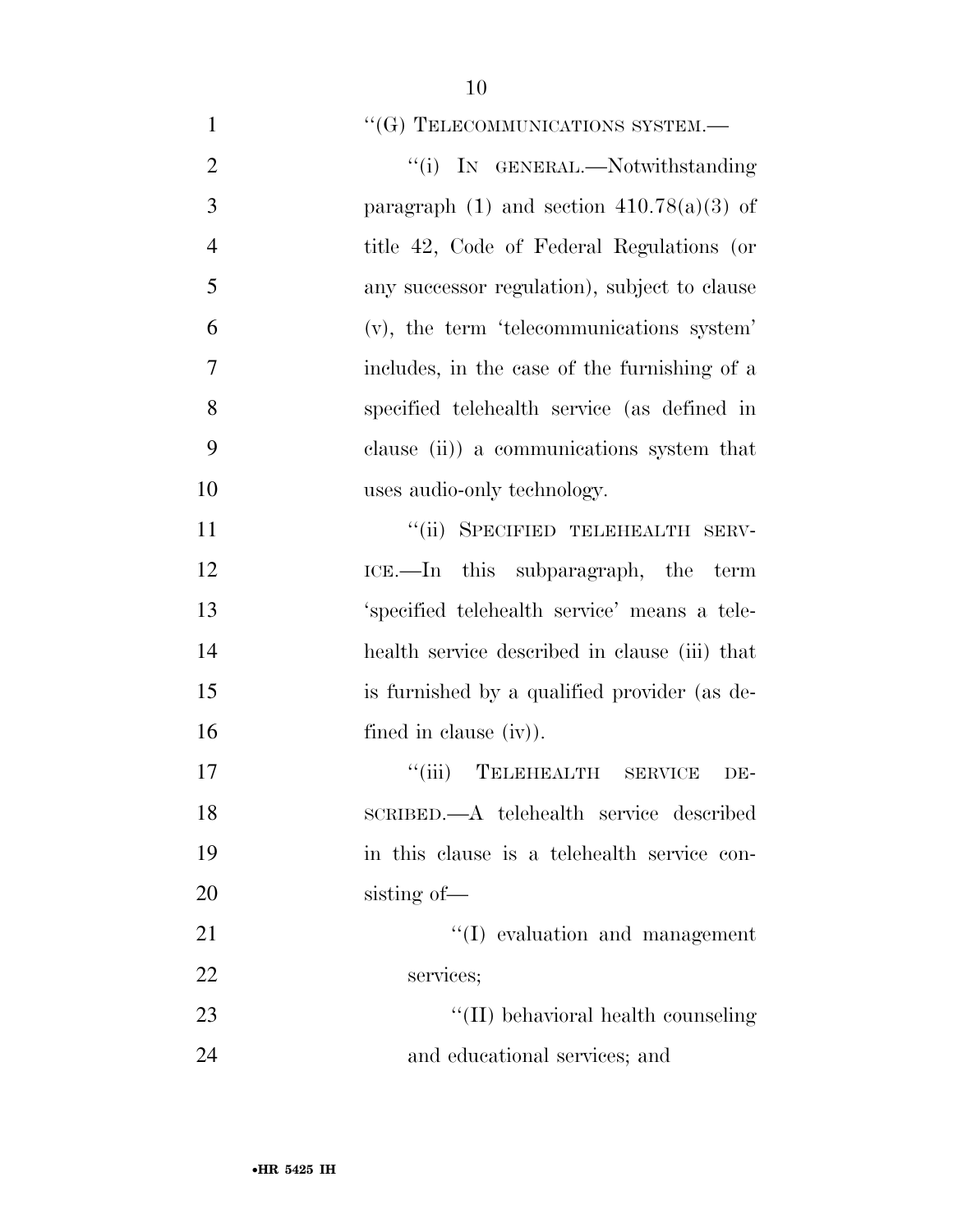"(G) TELECOMMUNICATIONS SYSTEM.—

"(i) IN GENERAL.—Notwithstanding paragraph (1) and section 410.78(a)(3) of title 42, Code of Federal Regulations (or any successor regulation), subject to clause (v), the term 'telecommunications system' includes, in the case of the furnishing of a specified telehealth service (as defined in clause (ii)) a communications system that uses audio-only technology.

"(ii) SPECIFIED TELEHEALTH SERVICE.—In this subparagraph, the term 'specified telehealth service' means a telehealth service described in clause (iii) that is furnished by a qualified provider (as defined in clause (iv)).

"(iii) TELEHEALTH SERVICE DESCRIBED.—A telehealth service described in this clause is a telehealth service consisting of—

"(I) evaluation and management services;

"(II) behavioral health counseling and educational services; and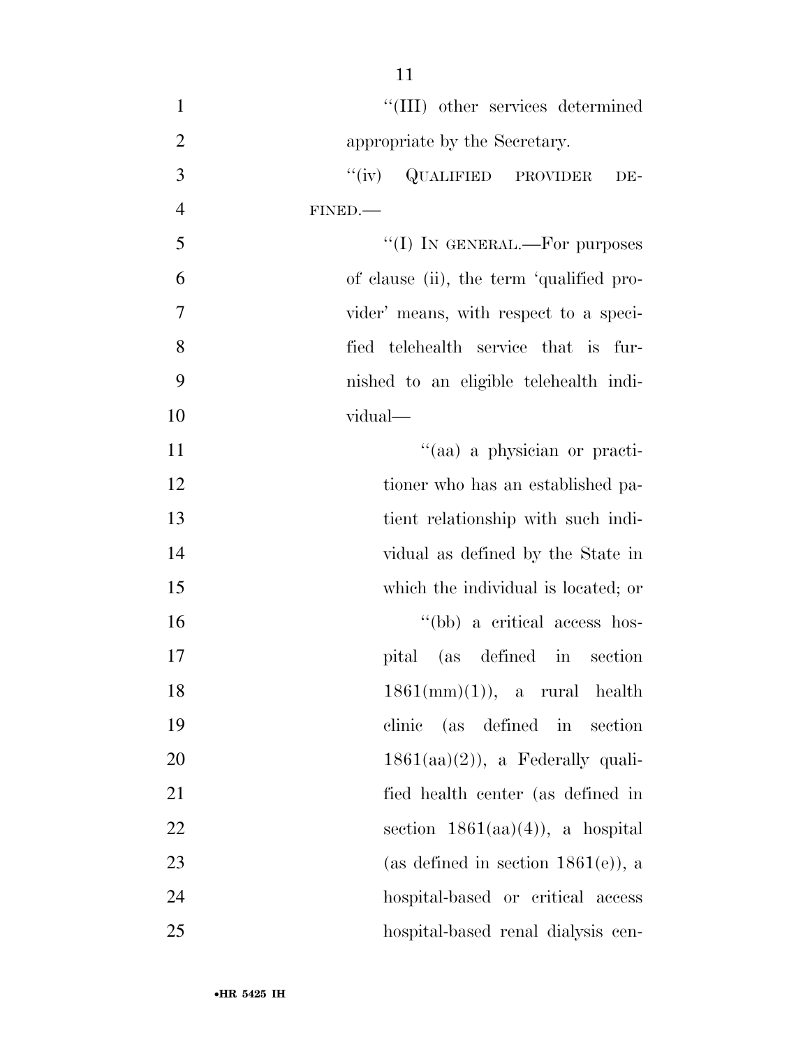"(III) other services determined appropriate by the Secretary.

"(iv) QUALIFIED PROVIDER DEFINED.—

"(I) IN GENERAL.—For purposes of clause (ii), the term 'qualified provider' means, with respect to a specified telehealth service that is furnished to an eligible telehealth individual—

"(aa) a physician or practitioner who has an established patient relationship with such individual as defined by the State in which the individual is located; or

"(bb) a critical access hospital (as defined in section 1861(mm)(1)), a rural health clinic (as defined in section 1861(aa)(2)), a Federally qualified health center (as defined in section 1861(aa)(4)), a hospital (as defined in section 1861(e)), a hospital-based or critical access hospital-based renal dialysis cen-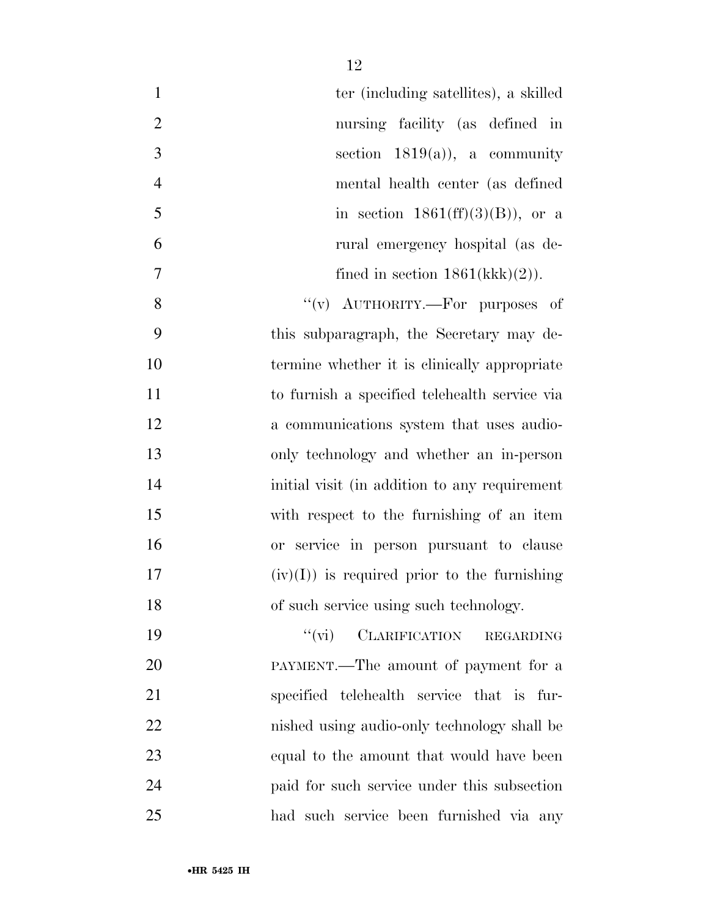ter (including satellites), a skilled nursing facility (as defined in section 1819(a)), a community mental health center (as defined in section 1861(ff)(3)(B)), or a rural emergency hospital (as defined in section 1861(kkk)(2)).

"(v) AUTHORITY.—For purposes of this subparagraph, the Secretary may determine whether it is clinically appropriate to furnish a specified telehealth service via a communications system that uses audio-only technology and whether an in-person initial visit (in addition to any requirement with respect to the furnishing of an item or service in person pursuant to clause (iv)(I)) is required prior to the furnishing of such service using such technology.

"(vi) CLARIFICATION REGARDING PAYMENT.—The amount of payment for a specified telehealth service that is furnished using audio-only technology shall be equal to the amount that would have been paid for such service under this subsection had such service been furnished via any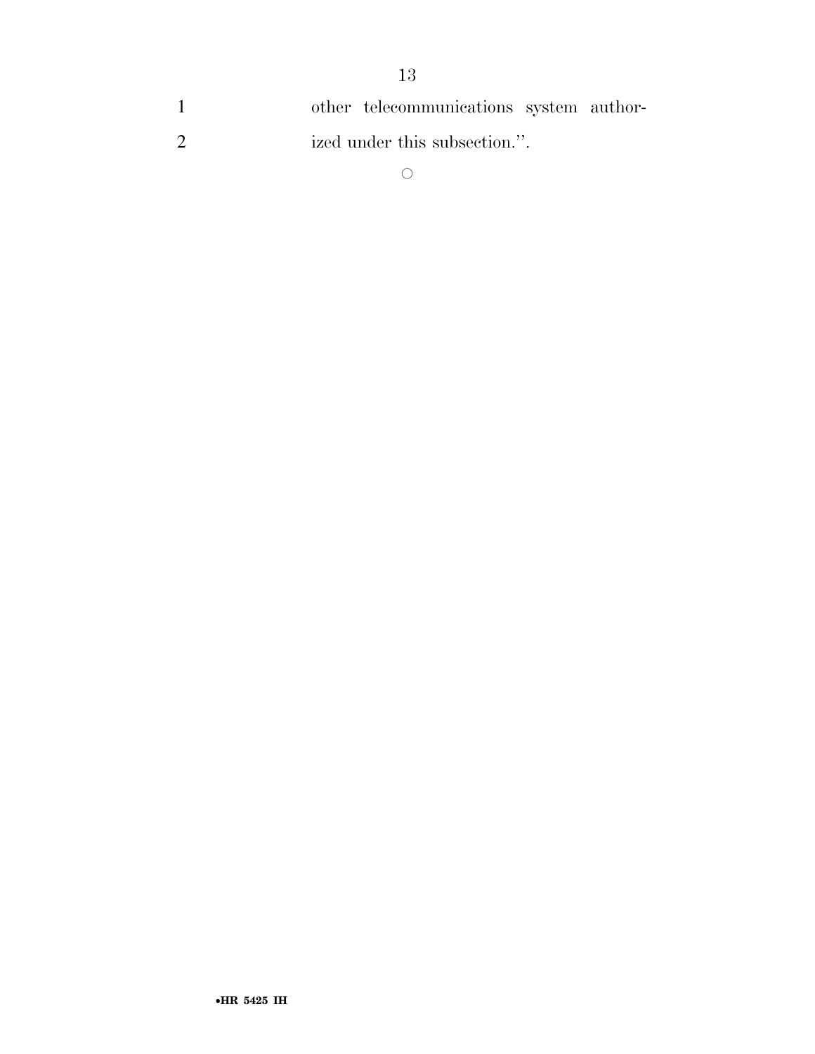other telecommunications system authorized under this subsection.''.